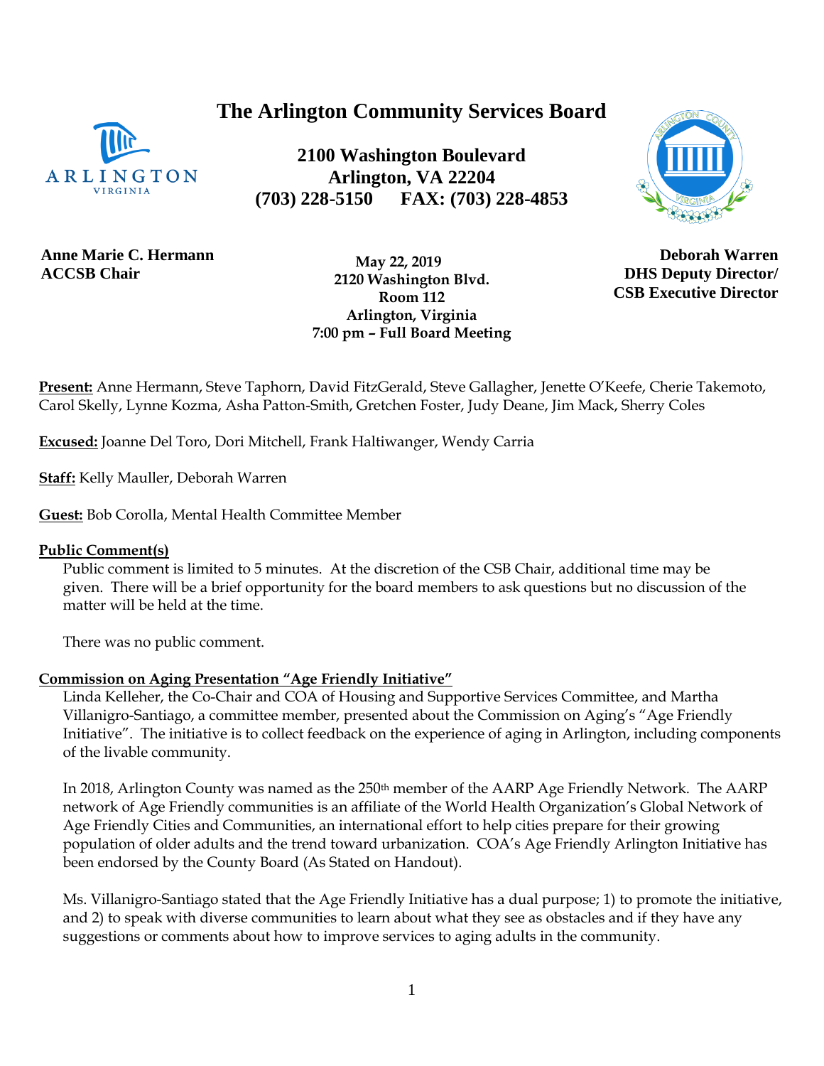# The Arlington Community Services Board

**2100 Washington Boulevard**
**Arlington, VA 22204**
**(703) 228-5150 FAX: (703) 228-4853**

**Anne Marie C. Hermann**
**ACCSB Chair**

**May 22, 2019**
**2120 Washington Blvd.**
**Room 112**
**Arlington, Virginia**
**7:00 pm – Full Board Meeting**

**Deborah Warren**
**DHS Deputy Director/**
**CSB Executive Director**

**Present:** Anne Hermann, Steve Taphorn, David FitzGerald, Steve Gallagher, Jenette O'Keefe, Cherie Takemoto, Carol Skelly, Lynne Kozma, Asha Patton-Smith, Gretchen Foster, Judy Deane, Jim Mack, Sherry Coles

**Excused:** Joanne Del Toro, Dori Mitchell, Frank Haltiwanger, Wendy Carria

**Staff:** Kelly Mauller, Deborah Warren

**Guest:** Bob Corolla, Mental Health Committee Member

**Public Comment(s)**

Public comment is limited to 5 minutes. At the discretion of the CSB Chair, additional time may be given. There will be a brief opportunity for the board members to ask questions but no discussion of the matter will be held at the time.

There was no public comment.

**Commission on Aging Presentation "Age Friendly Initiative"**

Linda Kelleher, the Co-Chair and COA of Housing and Supportive Services Committee, and Martha Villanigro-Santiago, a committee member, presented about the Commission on Aging's "Age Friendly Initiative". The initiative is to collect feedback on the experience of aging in Arlington, including components of the livable community.

In 2018, Arlington County was named as the 250th member of the AARP Age Friendly Network. The AARP network of Age Friendly communities is an affiliate of the World Health Organization's Global Network of Age Friendly Cities and Communities, an international effort to help cities prepare for their growing population of older adults and the trend toward urbanization. COA's Age Friendly Arlington Initiative has been endorsed by the County Board (As Stated on Handout).

Ms. Villanigro-Santiago stated that the Age Friendly Initiative has a dual purpose; 1) to promote the initiative, and 2) to speak with diverse communities to learn about what they see as obstacles and if they have any suggestions or comments about how to improve services to aging adults in the community.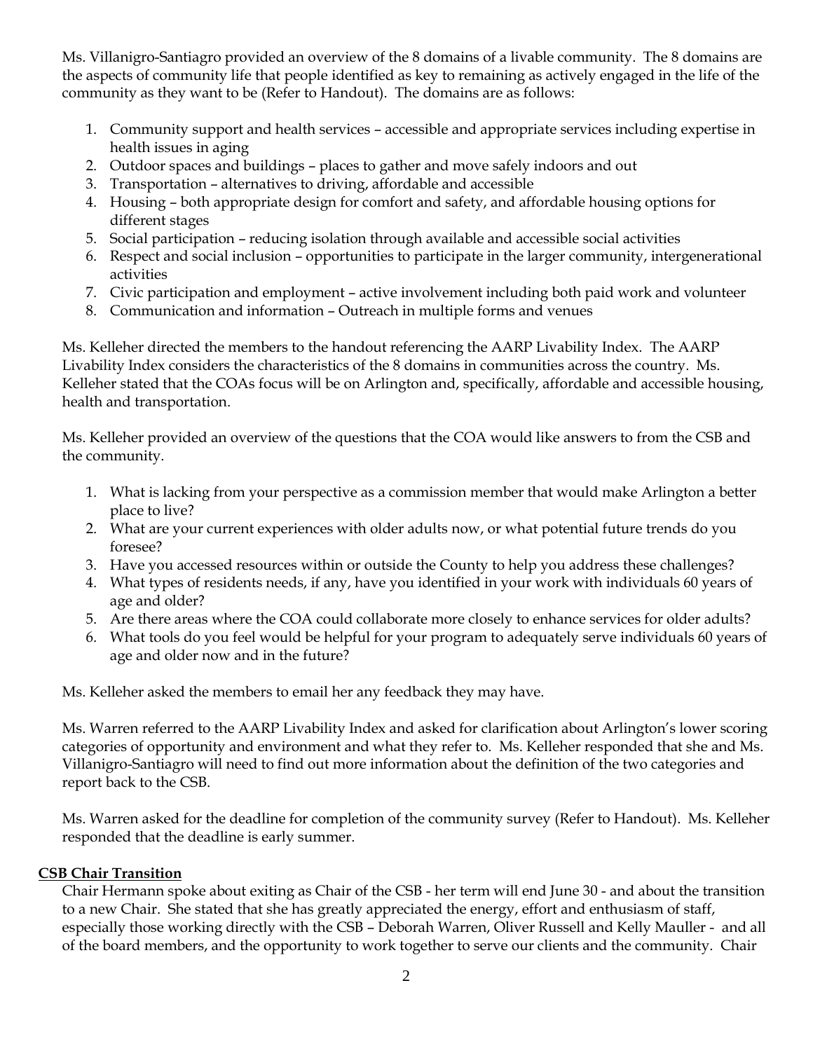Ms. Villanigro-Santiagro provided an overview of the 8 domains of a livable community. The 8 domains are the aspects of community life that people identified as key to remaining as actively engaged in the life of the community as they want to be (Refer to Handout). The domains are as follows:

1. Community support and health services – accessible and appropriate services including expertise in health issues in aging
2. Outdoor spaces and buildings – places to gather and move safely indoors and out
3. Transportation – alternatives to driving, affordable and accessible
4. Housing – both appropriate design for comfort and safety, and affordable housing options for different stages
5. Social participation – reducing isolation through available and accessible social activities
6. Respect and social inclusion – opportunities to participate in the larger community, intergenerational activities
7. Civic participation and employment – active involvement including both paid work and volunteer
8. Communication and information – Outreach in multiple forms and venues

Ms. Kelleher directed the members to the handout referencing the AARP Livability Index. The AARP Livability Index considers the characteristics of the 8 domains in communities across the country. Ms. Kelleher stated that the COAs focus will be on Arlington and, specifically, affordable and accessible housing, health and transportation.

Ms. Kelleher provided an overview of the questions that the COA would like answers to from the CSB and the community.

1. What is lacking from your perspective as a commission member that would make Arlington a better place to live?
2. What are your current experiences with older adults now, or what potential future trends do you foresee?
3. Have you accessed resources within or outside the County to help you address these challenges?
4. What types of residents needs, if any, have you identified in your work with individuals 60 years of age and older?
5. Are there areas where the COA could collaborate more closely to enhance services for older adults?
6. What tools do you feel would be helpful for your program to adequately serve individuals 60 years of age and older now and in the future?

Ms. Kelleher asked the members to email her any feedback they may have.

Ms. Warren referred to the AARP Livability Index and asked for clarification about Arlington's lower scoring categories of opportunity and environment and what they refer to. Ms. Kelleher responded that she and Ms. Villanigro-Santiagro will need to find out more information about the definition of the two categories and report back to the CSB.

Ms. Warren asked for the deadline for completion of the community survey (Refer to Handout). Ms. Kelleher responded that the deadline is early summer.

**CSB Chair Transition**

Chair Hermann spoke about exiting as Chair of the CSB - her term will end June 30 - and about the transition to a new Chair. She stated that she has greatly appreciated the energy, effort and enthusiasm of staff, especially those working directly with the CSB – Deborah Warren, Oliver Russell and Kelly Mauller - and all of the board members, and the opportunity to work together to serve our clients and the community. Chair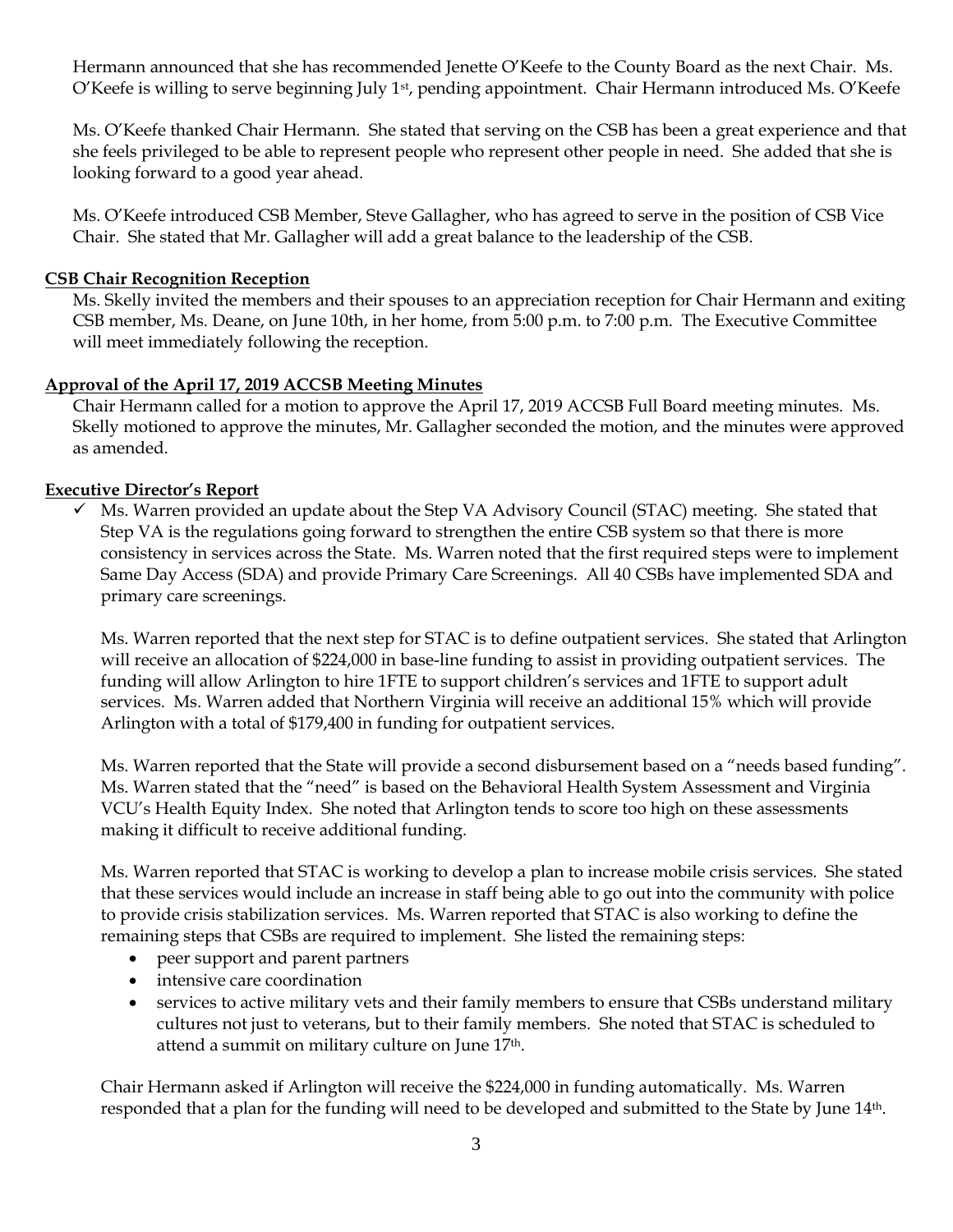Hermann announced that she has recommended Jenette O'Keefe to the County Board as the next Chair. Ms. O'Keefe is willing to serve beginning July 1st, pending appointment. Chair Hermann introduced Ms. O'Keefe

Ms. O'Keefe thanked Chair Hermann. She stated that serving on the CSB has been a great experience and that she feels privileged to be able to represent people who represent other people in need. She added that she is looking forward to a good year ahead.

Ms. O'Keefe introduced CSB Member, Steve Gallagher, who has agreed to serve in the position of CSB Vice Chair. She stated that Mr. Gallagher will add a great balance to the leadership of the CSB.

**CSB Chair Recognition Reception**

Ms. Skelly invited the members and their spouses to an appreciation reception for Chair Hermann and exiting CSB member, Ms. Deane, on June 10th, in her home, from 5:00 p.m. to 7:00 p.m. The Executive Committee will meet immediately following the reception.

**Approval of the April 17, 2019 ACCSB Meeting Minutes**

Chair Hermann called for a motion to approve the April 17, 2019 ACCSB Full Board meeting minutes. Ms. Skelly motioned to approve the minutes, Mr. Gallagher seconded the motion, and the minutes were approved as amended.

**Executive Director's Report**

- ✓ Ms. Warren provided an update about the Step VA Advisory Council (STAC) meeting. She stated that Step VA is the regulations going forward to strengthen the entire CSB system so that there is more consistency in services across the State. Ms. Warren noted that the first required steps were to implement Same Day Access (SDA) and provide Primary Care Screenings. All 40 CSBs have implemented SDA and primary care screenings.

  Ms. Warren reported that the next step for STAC is to define outpatient services. She stated that Arlington will receive an allocation of $224,000 in base-line funding to assist in providing outpatient services. The funding will allow Arlington to hire 1FTE to support children's services and 1FTE to support adult services. Ms. Warren added that Northern Virginia will receive an additional 15% which will provide Arlington with a total of $179,400 in funding for outpatient services.

  Ms. Warren reported that the State will provide a second disbursement based on a "needs based funding". Ms. Warren stated that the "need" is based on the Behavioral Health System Assessment and Virginia VCU's Health Equity Index. She noted that Arlington tends to score too high on these assessments making it difficult to receive additional funding.

  Ms. Warren reported that STAC is working to develop a plan to increase mobile crisis services. She stated that these services would include an increase in staff being able to go out into the community with police to provide crisis stabilization services. Ms. Warren reported that STAC is also working to define the remaining steps that CSBs are required to implement. She listed the remaining steps:

  - peer support and parent partners
  - intensive care coordination
  - services to active military vets and their family members to ensure that CSBs understand military cultures not just to veterans, but to their family members. She noted that STAC is scheduled to attend a summit on military culture on June 17th.

  Chair Hermann asked if Arlington will receive the $224,000 in funding automatically. Ms. Warren responded that a plan for the funding will need to be developed and submitted to the State by June 14th.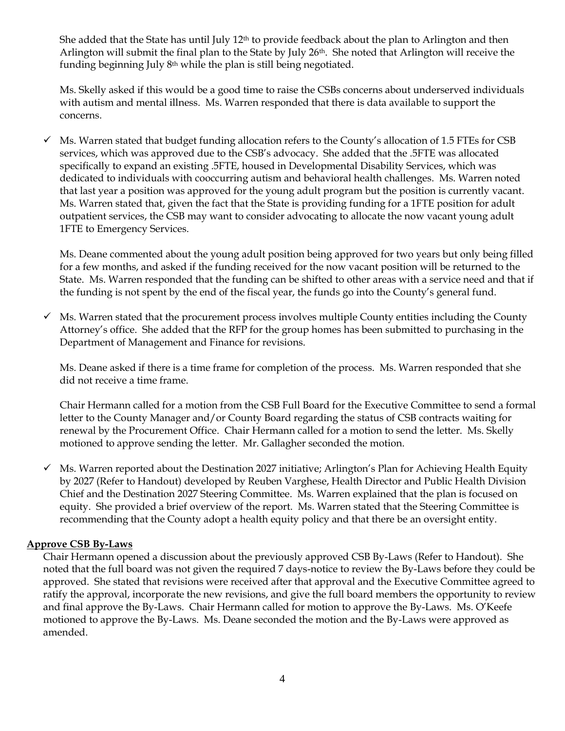She added that the State has until July 12th to provide feedback about the plan to Arlington and then Arlington will submit the final plan to the State by July 26th. She noted that Arlington will receive the funding beginning July 8th while the plan is still being negotiated.

Ms. Skelly asked if this would be a good time to raise the CSBs concerns about underserved individuals with autism and mental illness. Ms. Warren responded that there is data available to support the concerns.

- ✓ Ms. Warren stated that budget funding allocation refers to the County's allocation of 1.5 FTEs for CSB services, which was approved due to the CSB's advocacy. She added that the .5FTE was allocated specifically to expand an existing .5FTE, housed in Developmental Disability Services, which was dedicated to individuals with cooccurring autism and behavioral health challenges. Ms. Warren noted that last year a position was approved for the young adult program but the position is currently vacant. Ms. Warren stated that, given the fact that the State is providing funding for a 1FTE position for adult outpatient services, the CSB may want to consider advocating to allocate the now vacant young adult 1FTE to Emergency Services.

  Ms. Deane commented about the young adult position being approved for two years but only being filled for a few months, and asked if the funding received for the now vacant position will be returned to the State. Ms. Warren responded that the funding can be shifted to other areas with a service need and that if the funding is not spent by the end of the fiscal year, the funds go into the County's general fund.

- ✓ Ms. Warren stated that the procurement process involves multiple County entities including the County Attorney's office. She added that the RFP for the group homes has been submitted to purchasing in the Department of Management and Finance for revisions.

  Ms. Deane asked if there is a time frame for completion of the process. Ms. Warren responded that she did not receive a time frame.

  Chair Hermann called for a motion from the CSB Full Board for the Executive Committee to send a formal letter to the County Manager and/or County Board regarding the status of CSB contracts waiting for renewal by the Procurement Office. Chair Hermann called for a motion to send the letter. Ms. Skelly motioned to approve sending the letter. Mr. Gallagher seconded the motion.

- ✓ Ms. Warren reported about the Destination 2027 initiative; Arlington's Plan for Achieving Health Equity by 2027 (Refer to Handout) developed by Reuben Varghese, Health Director and Public Health Division Chief and the Destination 2027 Steering Committee. Ms. Warren explained that the plan is focused on equity. She provided a brief overview of the report. Ms. Warren stated that the Steering Committee is recommending that the County adopt a health equity policy and that there be an oversight entity.

**Approve CSB By-Laws**

Chair Hermann opened a discussion about the previously approved CSB By-Laws (Refer to Handout). She noted that the full board was not given the required 7 days-notice to review the By-Laws before they could be approved. She stated that revisions were received after that approval and the Executive Committee agreed to ratify the approval, incorporate the new revisions, and give the full board members the opportunity to review and final approve the By-Laws. Chair Hermann called for motion to approve the By-Laws. Ms. O'Keefe motioned to approve the By-Laws. Ms. Deane seconded the motion and the By-Laws were approved as amended.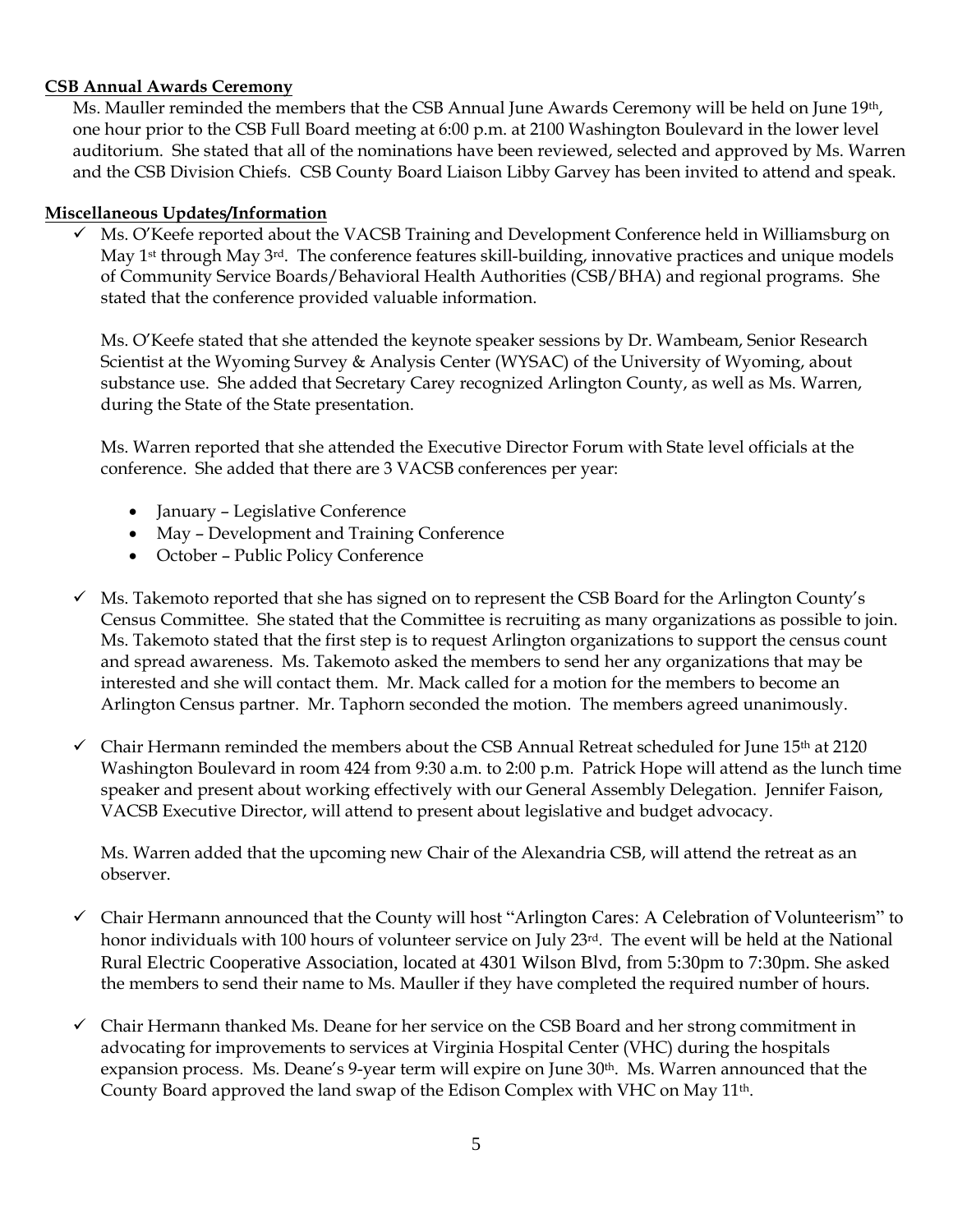**CSB Annual Awards Ceremony**

Ms. Mauller reminded the members that the CSB Annual June Awards Ceremony will be held on June 19th, one hour prior to the CSB Full Board meeting at 6:00 p.m. at 2100 Washington Boulevard in the lower level auditorium. She stated that all of the nominations have been reviewed, selected and approved by Ms. Warren and the CSB Division Chiefs. CSB County Board Liaison Libby Garvey has been invited to attend and speak.

**Miscellaneous Updates/Information**

- ✓ Ms. O'Keefe reported about the VACSB Training and Development Conference held in Williamsburg on May 1st through May 3rd. The conference features skill-building, innovative practices and unique models of Community Service Boards/Behavioral Health Authorities (CSB/BHA) and regional programs. She stated that the conference provided valuable information.

  Ms. O'Keefe stated that she attended the keynote speaker sessions by Dr. Wambeam, Senior Research Scientist at the Wyoming Survey & Analysis Center (WYSAC) of the University of Wyoming, about substance use. She added that Secretary Carey recognized Arlington County, as well as Ms. Warren, during the State of the State presentation.

  Ms. Warren reported that she attended the Executive Director Forum with State level officials at the conference. She added that there are 3 VACSB conferences per year:

  - January – Legislative Conference
  - May – Development and Training Conference
  - October – Public Policy Conference

- ✓ Ms. Takemoto reported that she has signed on to represent the CSB Board for the Arlington County's Census Committee. She stated that the Committee is recruiting as many organizations as possible to join. Ms. Takemoto stated that the first step is to request Arlington organizations to support the census count and spread awareness. Ms. Takemoto asked the members to send her any organizations that may be interested and she will contact them. Mr. Mack called for a motion for the members to become an Arlington Census partner. Mr. Taphorn seconded the motion. The members agreed unanimously.

- ✓ Chair Hermann reminded the members about the CSB Annual Retreat scheduled for June 15th at 2120 Washington Boulevard in room 424 from 9:30 a.m. to 2:00 p.m. Patrick Hope will attend as the lunch time speaker and present about working effectively with our General Assembly Delegation. Jennifer Faison, VACSB Executive Director, will attend to present about legislative and budget advocacy.

  Ms. Warren added that the upcoming new Chair of the Alexandria CSB, will attend the retreat as an observer.

- ✓ Chair Hermann announced that the County will host "Arlington Cares: A Celebration of Volunteerism" to honor individuals with 100 hours of volunteer service on July 23rd. The event will be held at the National Rural Electric Cooperative Association, located at 4301 Wilson Blvd, from 5:30pm to 7:30pm. She asked the members to send their name to Ms. Mauller if they have completed the required number of hours.

- ✓ Chair Hermann thanked Ms. Deane for her service on the CSB Board and her strong commitment in advocating for improvements to services at Virginia Hospital Center (VHC) during the hospitals expansion process. Ms. Deane's 9-year term will expire on June 30th. Ms. Warren announced that the County Board approved the land swap of the Edison Complex with VHC on May 11th.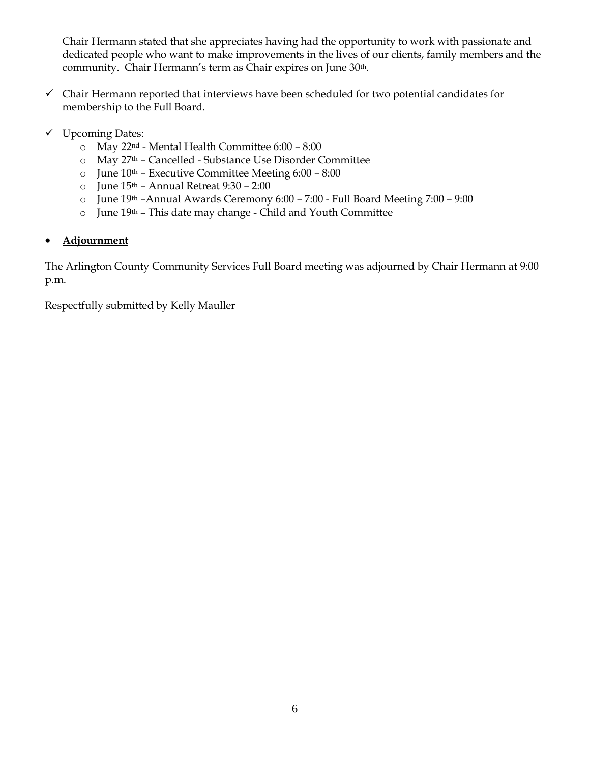Chair Hermann stated that she appreciates having had the opportunity to work with passionate and dedicated people who want to make improvements in the lives of our clients, family members and the community. Chair Hermann's term as Chair expires on June 30th.

- ✓ Chair Hermann reported that interviews have been scheduled for two potential candidates for membership to the Full Board.

- ✓ Upcoming Dates:
  - May 22nd - Mental Health Committee 6:00 – 8:00
  - May 27th – Cancelled - Substance Use Disorder Committee
  - June 10th – Executive Committee Meeting 6:00 – 8:00
  - June 15th – Annual Retreat 9:30 – 2:00
  - June 19th –Annual Awards Ceremony 6:00 – 7:00 - Full Board Meeting 7:00 – 9:00
  - June 19th – This date may change - Child and Youth Committee

- **Adjournment**

The Arlington County Community Services Full Board meeting was adjourned by Chair Hermann at 9:00 p.m.

Respectfully submitted by Kelly Mauller